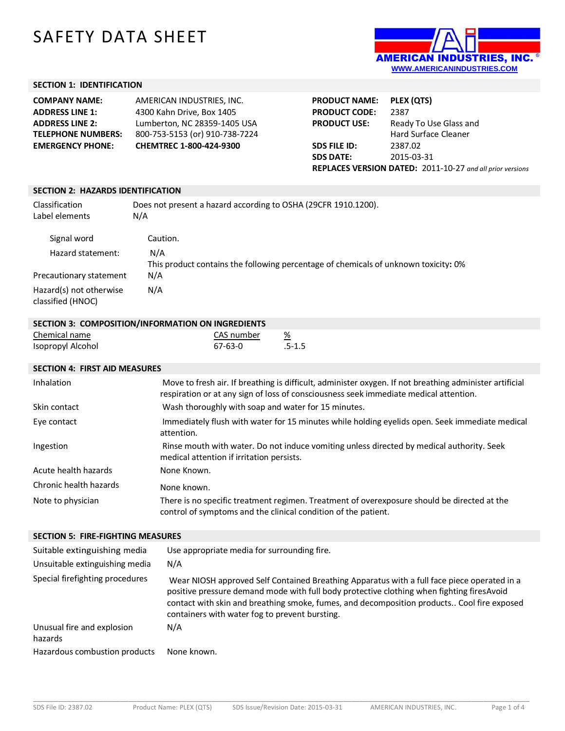# SAFETY DATA SHEET

AMERICAN INDUSTRIES, INC.®
WWW.AMERICANINDUSTRIES.COM

## SECTION 1: IDENTIFICATION

| | |
|---|---|
| **COMPANY NAME:** | AMERICAN INDUSTRIES, INC. |
| **ADDRESS LINE 1:** | 4300 Kahn Drive, Box 1405 |
| **ADDRESS LINE 2:** | Lumberton, NC 28359-1405 USA |
| **TELEPHONE NUMBERS:** | 800-753-5153 (or) 910-738-7224 |
| **EMERGENCY PHONE:** | **CHEMTREC 1-800-424-9300** |

| | |
|---|---|
| **PRODUCT NAME:** | **PLEX (QTS)** |
| **PRODUCT CODE:** | 2387 |
| **PRODUCT USE:** | Ready To Use Glass and Hard Surface Cleaner |
| **SDS FILE ID:** | 2387.02 |
| **SDS DATE:** | 2015-03-31 |
| **REPLACES VERSION DATED:** | 2011-10-27 *and all prior versions* |

## SECTION 2: HAZARDS IDENTIFICATION

| | |
|---|---|
| Classification | Does not present a hazard according to OSHA (29CFR 1910.1200). |
| Label elements | N/A |
| Signal word | Caution. |
| Hazard statement: | N/A<br>This product contains the following percentage of chemicals of unknown toxicity: **0%** |
| Precautionary statement | N/A |
| Hazard(s) not otherwise classified (HNOC) | N/A |

## SECTION 3: COMPOSITION/INFORMATION ON INGREDIENTS

| Chemical name | CAS number | % |
|---|---|---|
| Isopropyl Alcohol | 67-63-0 | .5-1.5 |

## SECTION 4: FIRST AID MEASURES

| | |
|---|---|
| Inhalation | Move to fresh air. If breathing is difficult, administer oxygen. If not breathing administer artificial respiration or at any sign of loss of consciousness seek immediate medical attention. |
| Skin contact | Wash thoroughly with soap and water for 15 minutes. |
| Eye contact | Immediately flush with water for 15 minutes while holding eyelids open. Seek immediate medical attention. |
| Ingestion | Rinse mouth with water. Do not induce vomiting unless directed by medical authority. Seek medical attention if irritation persists. |
| Acute health hazards | None Known. |
| Chronic health hazards | None known. |
| Note to physician | There is no specific treatment regimen. Treatment of overexposure should be directed at the control of symptoms and the clinical condition of the patient. |

## SECTION 5: FIRE-FIGHTING MEASURES

| | |
|---|---|
| Suitable extinguishing media | Use appropriate media for surrounding fire. |
| Unsuitable extinguishing media | N/A |
| Special firefighting procedures | Wear NIOSH approved Self Contained Breathing Apparatus with a full face piece operated in a positive pressure demand mode with full body protective clothing when fighting firesAvoid contact with skin and breathing smoke, fumes, and decomposition products.. Cool fire exposed containers with water fog to prevent bursting. |
| Unusual fire and explosion hazards | N/A |
| Hazardous combustion products | None known. |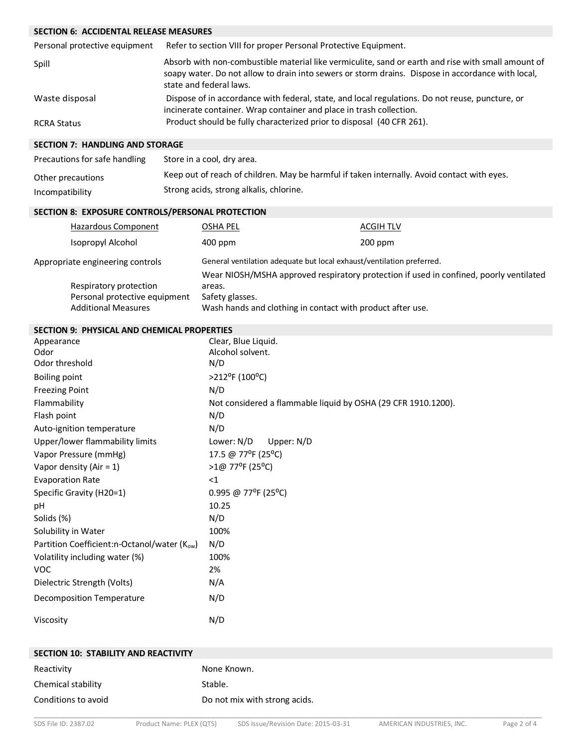## SECTION 6: ACCIDENTAL RELEASE MEASURES

| | |
|---|---|
| Personal protective equipment | Refer to section VIII for proper Personal Protective Equipment. |
| Spill | Absorb with non-combustible material like vermiculite, sand or earth and rise with small amount of soapy water. Do not allow to drain into sewers or storm drains. Dispose in accordance with local, state and federal laws. |
| Waste disposal | Dispose of in accordance with federal, state, and local regulations. Do not reuse, puncture, or incinerate container. Wrap container and place in trash collection. |
| RCRA Status | Product should be fully characterized prior to disposal (40 CFR 261). |

## SECTION 7: HANDLING AND STORAGE

| | |
|---|---|
| Precautions for safe handling | Store in a cool, dry area. |
| Other precautions | Keep out of reach of children. May be harmful if taken internally. Avoid contact with eyes. |
| Incompatibility | Strong acids, strong alkalis, chlorine. |

## SECTION 8: EXPOSURE CONTROLS/PERSONAL PROTECTION

| Hazardous Component | OSHA PEL | ACGIH TLV |
|---|---|---|
| Isopropyl Alcohol | 400 ppm | 200 ppm |

| | |
|---|---|
| Appropriate engineering controls | General ventilation adequate but local exhaust/ventilation preferred. |
| Respiratory protection | Wear NIOSH/MSHA approved respiratory protection if used in confined, poorly ventilated areas. |
| Personal protective equipment | Safety glasses. |
| Additional Measures | Wash hands and clothing in contact with product after use. |

## SECTION 9: PHYSICAL AND CHEMICAL PROPERTIES

| | |
|---|---|
| Appearance | Clear, Blue Liquid. |
| Odor | Alcohol solvent. |
| Odor threshold | N/D |
| Boiling point | >212°F (100°C) |
| Freezing Point | N/D |
| Flammability | Not considered a flammable liquid by OSHA (29 CFR 1910.1200). |
| Flash point | N/D |
| Auto-ignition temperature | N/D |
| Upper/lower flammability limits | Lower: N/D Upper: N/D |
| Vapor Pressure (mmHg) | 17.5 @ 77°F (25°C) |
| Vapor density (Air = 1) | >1@ 77°F (25°C) |
| Evaporation Rate | <1 |
| Specific Gravity (H20=1) | 0.995 @ 77°F (25°C) |
| pH | 10.25 |
| Solids (%) | N/D |
| Solubility in Water | 100% |
| Partition Coefficient:n-Octanol/water ($K_{ow}$) | N/D |
| Volatility including water (%) | 100% |
| VOC | 2% |
| Dielectric Strength (Volts) | N/A |
| Decomposition Temperature | N/D |
| Viscosity | N/D |

## SECTION 10: STABILITY AND REACTIVITY

| | |
|---|---|
| Reactivity | None Known. |
| Chemical stability | Stable. |
| Conditions to avoid | Do not mix with strong acids. |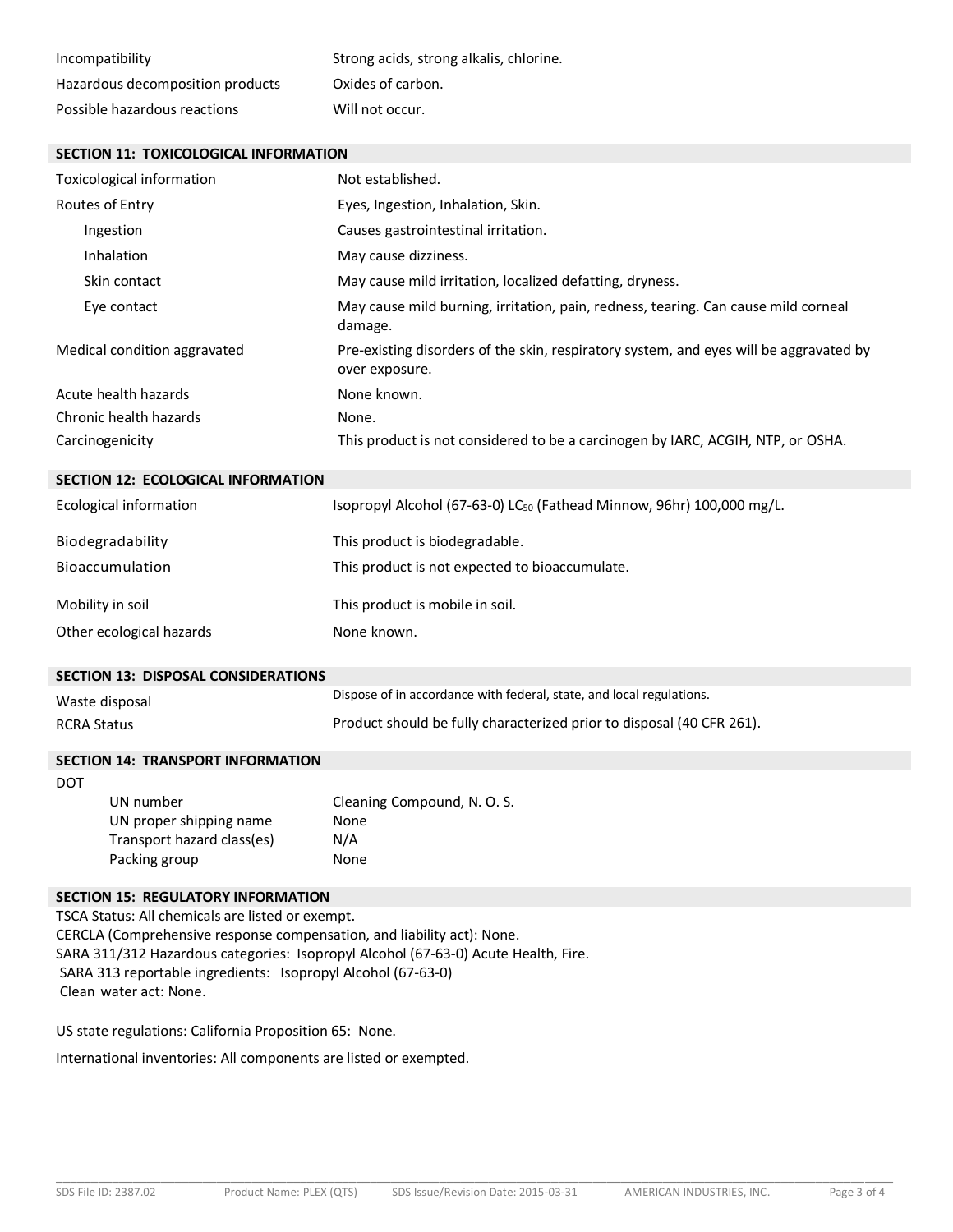| | |
|---|---|
| Incompatibility | Strong acids, strong alkalis, chlorine. |
| Hazardous decomposition products | Oxides of carbon. |
| Possible hazardous reactions | Will not occur. |

## SECTION 11: TOXICOLOGICAL INFORMATION

| | |
|---|---|
| Toxicological information | Not established. |
| Routes of Entry | Eyes, Ingestion, Inhalation, Skin. |
| Ingestion | Causes gastrointestinal irritation. |
| Inhalation | May cause dizziness. |
| Skin contact | May cause mild irritation, localized defatting, dryness. |
| Eye contact | May cause mild burning, irritation, pain, redness, tearing. Can cause mild corneal damage. |
| Medical condition aggravated | Pre-existing disorders of the skin, respiratory system, and eyes will be aggravated by over exposure. |
| Acute health hazards | None known. |
| Chronic health hazards | None. |
| Carcinogenicity | This product is not considered to be a carcinogen by IARC, ACGIH, NTP, or OSHA. |

## SECTION 12: ECOLOGICAL INFORMATION

| | |
|---|---|
| Ecological information | Isopropyl Alcohol (67-63-0) $LC_{50}$ (Fathead Minnow, 96hr) 100,000 mg/L. |
| Biodegradability | This product is biodegradable. |
| Bioaccumulation | This product is not expected to bioaccumulate. |
| Mobility in soil | This product is mobile in soil. |
| Other ecological hazards | None known. |

## SECTION 13: DISPOSAL CONSIDERATIONS

| | |
|---|---|
| Waste disposal | Dispose of in accordance with federal, state, and local regulations. |
| RCRA Status | Product should be fully characterized prior to disposal (40 CFR 261). |

## SECTION 14: TRANSPORT INFORMATION

DOT

| | |
|---|---|
| UN number | Cleaning Compound, N. O. S. |
| UN proper shipping name | None |
| Transport hazard class(es) | N/A |
| Packing group | None |

## SECTION 15: REGULATORY INFORMATION

TSCA Status: All chemicals are listed or exempt.
CERCLA (Comprehensive response compensation, and liability act): None.
SARA 311/312 Hazardous categories: Isopropyl Alcohol (67-63-0) Acute Health, Fire.
SARA 313 reportable ingredients: Isopropyl Alcohol (67-63-0)
Clean water act: None.

US state regulations: California Proposition 65: None.

International inventories: All components are listed or exempted.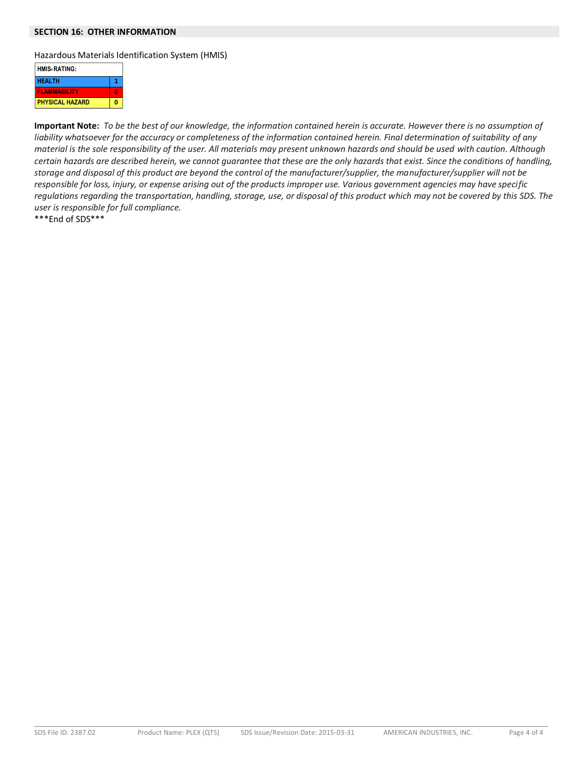## SECTION 16: OTHER INFORMATION

Hazardous Materials Identification System (HMIS)

| HMIS® RATING: | |
|---|---|
| HEALTH | 1 |
| FLAMMABILITY | 0 |
| PHYSICAL HAZARD | 0 |

**Important Note:** *To be the best of our knowledge, the information contained herein is accurate. However there is no assumption of liability whatsoever for the accuracy or completeness of the information contained herein. Final determination of suitability of any material is the sole responsibility of the user. All materials may present unknown hazards and should be used with caution. Although certain hazards are described herein, we cannot guarantee that these are the only hazards that exist. Since the conditions of handling, storage and disposal of this product are beyond the control of the manufacturer/supplier, the manufacturer/supplier will not be responsible for loss, injury, or expense arising out of the products improper use. Various government agencies may have specific regulations regarding the transportation, handling, storage, use, or disposal of this product which may not be covered by this SDS. The user is responsible for full compliance.*

***End of SDS***